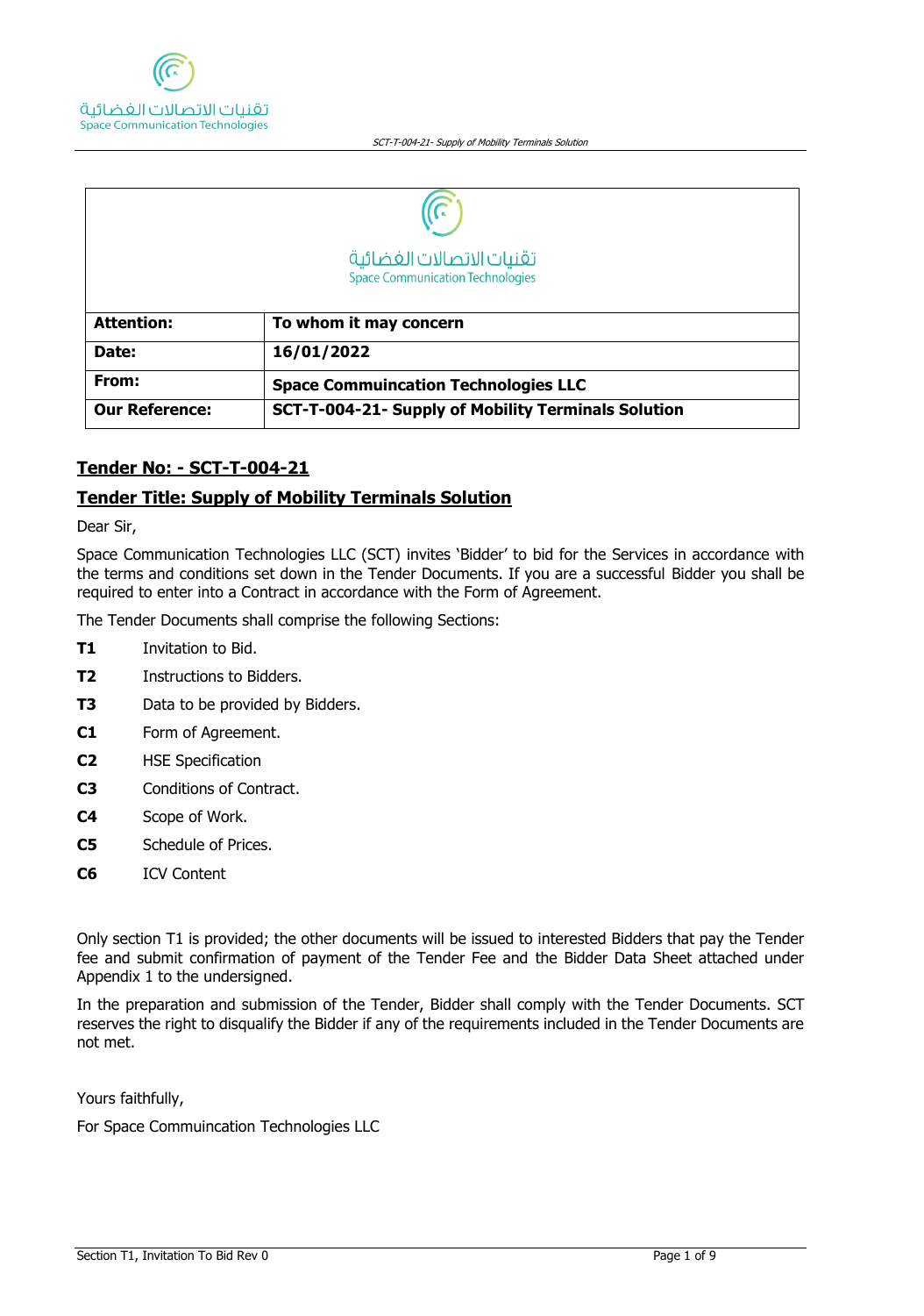تقنيات الاتصالات الفضائية
Space Communication Technologies

| Attention: | To whom it may concern |
|---|---|
| Date: | 16/01/2022 |
| From: | Space Communcation Technologies LLC |
| Our Reference: | SCT-T-004-21- Supply of Mobility Terminals Solution |

## Tender No: - SCT-T-004-21

## Tender Title: Supply of Mobility Terminals Solution

Dear Sir,

Space Communication Technologies LLC (SCT) invites 'Bidder' to bid for the Services in accordance with the terms and conditions set down in the Tender Documents. If you are a successful Bidder you shall be required to enter into a Contract in accordance with the Form of Agreement.

The Tender Documents shall comprise the following Sections:

- **T1** Invitation to Bid.
- **T2** Instructions to Bidders.
- **T3** Data to be provided by Bidders.
- **C1** Form of Agreement.
- **C2** HSE Specification
- **C3** Conditions of Contract.
- **C4** Scope of Work.
- **C5** Schedule of Prices.
- **C6** ICV Content

Only section T1 is provided; the other documents will be issued to interested Bidders that pay the Tender fee and submit confirmation of payment of the Tender Fee and the Bidder Data Sheet attached under Appendix 1 to the undersigned.

In the preparation and submission of the Tender, Bidder shall comply with the Tender Documents. SCT reserves the right to disqualify the Bidder if any of the requirements included in the Tender Documents are not met.

Yours faithfully,

For Space Communcation Technologies LLC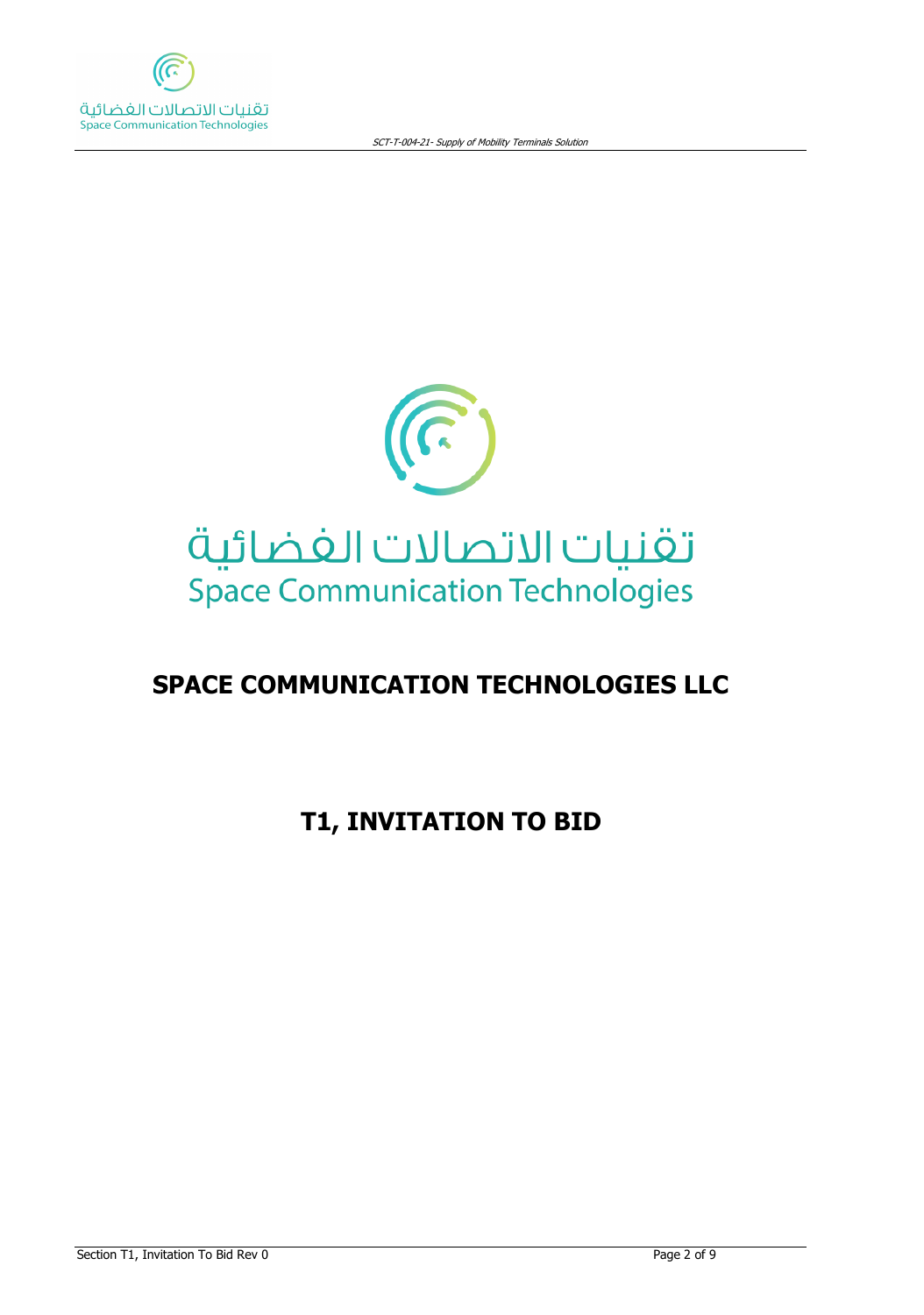تقنيات الاتصالات الفضائية
Space Communication Technologies

# SPACE COMMUNICATION TECHNOLOGIES LLC

# T1, INVITATION TO BID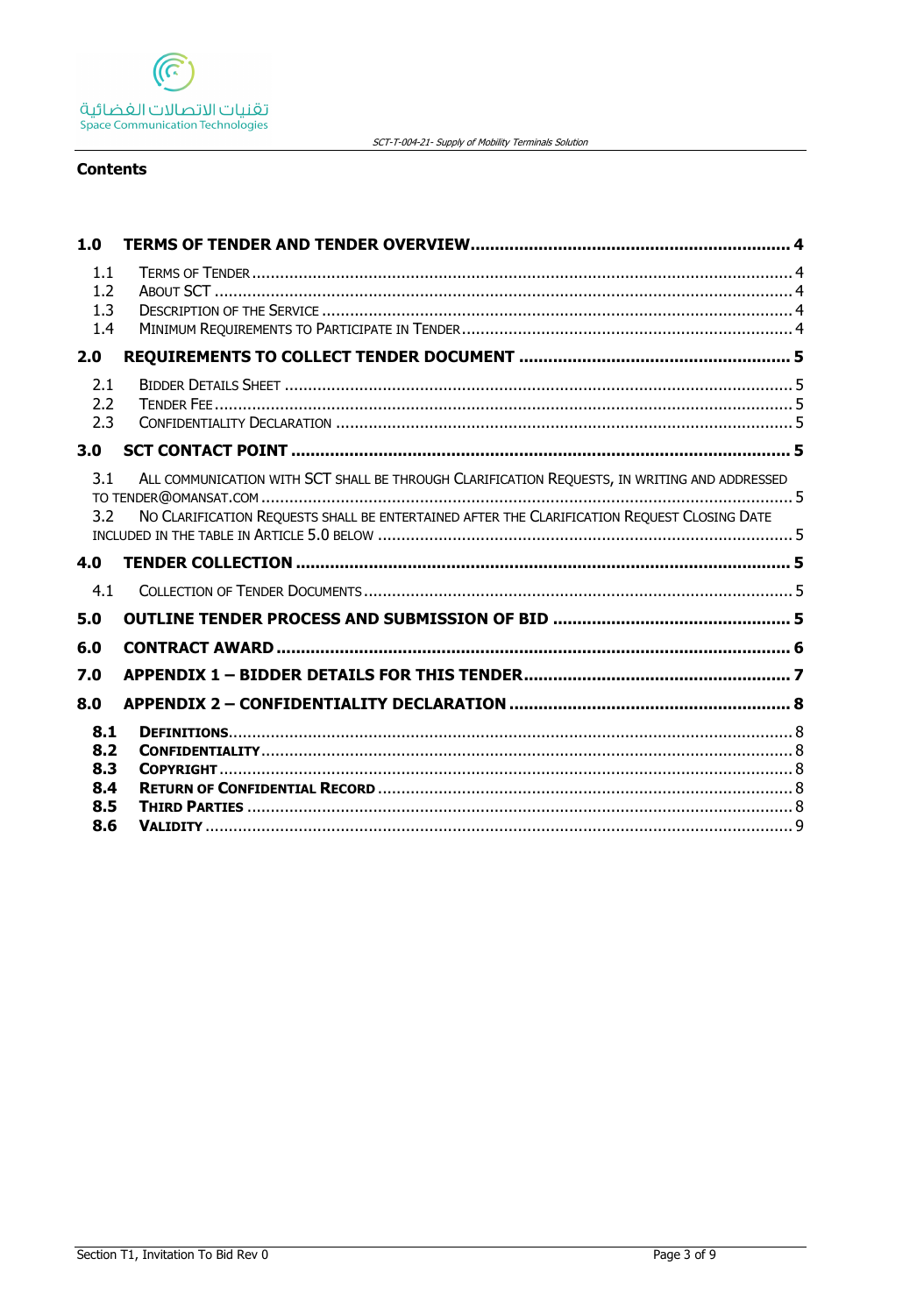**Contents**

**1.0 TERMS OF TENDER AND TENDER OVERVIEW ... 4**

- 1.1 TERMS OF TENDER ... 4
- 1.2 ABOUT SCT ... 4
- 1.3 DESCRIPTION OF THE SERVICE ... 4
- 1.4 MINIMUM REQUIREMENTS TO PARTICIPATE IN TENDER ... 4

**2.0 REQUIREMENTS TO COLLECT TENDER DOCUMENT ... 5**

- 2.1 BIDDER DETAILS SHEET ... 5
- 2.2 TENDER FEE ... 5
- 2.3 CONFIDENTIALITY DECLARATION ... 5

**3.0 SCT CONTACT POINT ... 5**

- 3.1 ALL COMMUNICATION WITH SCT SHALL BE THROUGH CLARIFICATION REQUESTS, IN WRITING AND ADDRESSED TO TENDER@OMANSAT.COM ... 5
- 3.2 NO CLARIFICATION REQUESTS SHALL BE ENTERTAINED AFTER THE CLARIFICATION REQUEST CLOSING DATE INCLUDED IN THE TABLE IN ARTICLE 5.0 BELOW ... 5

**4.0 TENDER COLLECTION ... 5**

- 4.1 COLLECTION OF TENDER DOCUMENTS ... 5

**5.0 OUTLINE TENDER PROCESS AND SUBMISSION OF BID ... 5**

**6.0 CONTRACT AWARD ... 6**

**7.0 APPENDIX 1 – BIDDER DETAILS FOR THIS TENDER ... 7**

**8.0 APPENDIX 2 – CONFIDENTIALITY DECLARATION ... 8**

- **8.1 DEFINITIONS** ... 8
- **8.2 CONFIDENTIALITY** ... 8
- **8.3 COPYRIGHT** ... 8
- **8.4 RETURN OF CONFIDENTIAL RECORD** ... 8
- **8.5 THIRD PARTIES** ... 8
- **8.6 VALIDITY** ... 9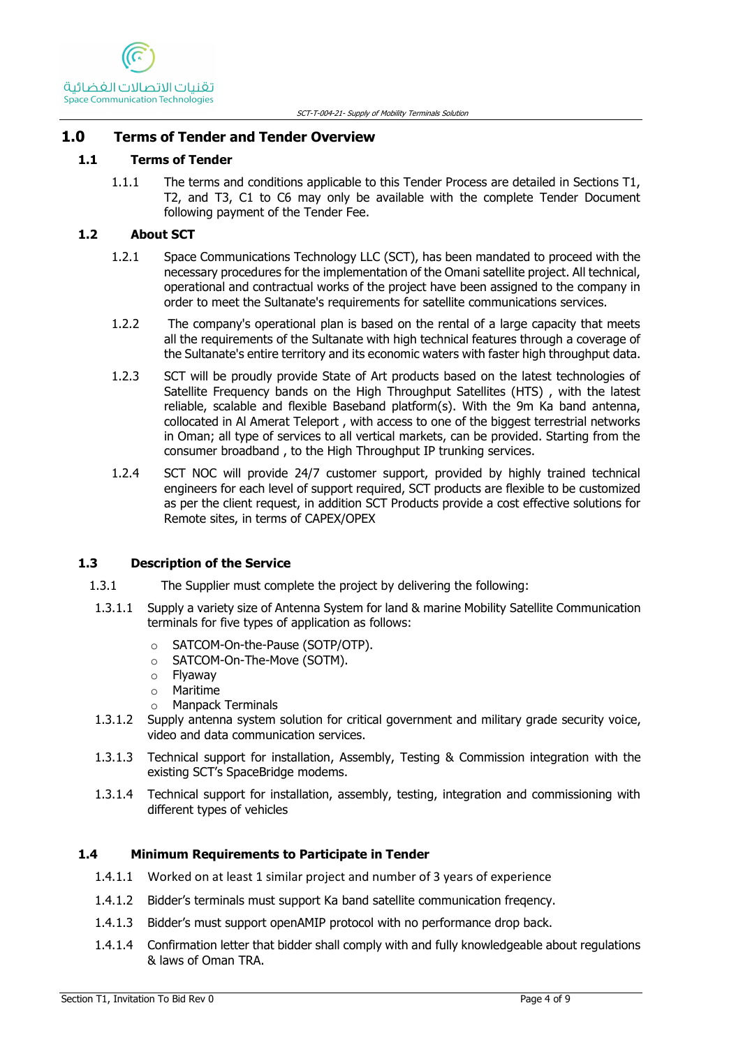# 1.0 Terms of Tender and Tender Overview

## 1.1 Terms of Tender

1.1.1 The terms and conditions applicable to this Tender Process are detailed in Sections T1, T2, and T3, C1 to C6 may only be available with the complete Tender Document following payment of the Tender Fee.

## 1.2 About SCT

1.2.1 Space Communications Technology LLC (SCT), has been mandated to proceed with the necessary procedures for the implementation of the Omani satellite project. All technical, operational and contractual works of the project have been assigned to the company in order to meet the Sultanate's requirements for satellite communications services.

1.2.2 The company's operational plan is based on the rental of a large capacity that meets all the requirements of the Sultanate with high technical features through a coverage of the Sultanate's entire territory and its economic waters with faster high throughput data.

1.2.3 SCT will be proudly provide State of Art products based on the latest technologies of Satellite Frequency bands on the High Throughput Satellites (HTS) , with the latest reliable, scalable and flexible Baseband platform(s). With the 9m Ka band antenna, collocated in Al Amerat Teleport , with access to one of the biggest terrestrial networks in Oman; all type of services to all vertical markets, can be provided. Starting from the consumer broadband , to the High Throughput IP trunking services.

1.2.4 SCT NOC will provide 24/7 customer support, provided by highly trained technical engineers for each level of support required, SCT products are flexible to be customized as per the client request, in addition SCT Products provide a cost effective solutions for Remote sites, in terms of CAPEX/OPEX

## 1.3 Description of the Service

1.3.1 The Supplier must complete the project by delivering the following:

1.3.1.1 Supply a variety size of Antenna System for land & marine Mobility Satellite Communication terminals for five types of application as follows:

- SATCOM-On-the-Pause (SOTP/OTP).
- SATCOM-On-The-Move (SOTM).
- Flyaway
- Maritime
- Manpack Terminals

1.3.1.2 Supply antenna system solution for critical government and military grade security voice, video and data communication services.

1.3.1.3 Technical support for installation, Assembly, Testing & Commission integration with the existing SCT's SpaceBridge modems.

1.3.1.4 Technical support for installation, assembly, testing, integration and commissioning with different types of vehicles

## 1.4 Minimum Requirements to Participate in Tender

1.4.1.1 Worked on at least 1 similar project and number of 3 years of experience

1.4.1.2 Bidder's terminals must support Ka band satellite communication freqency.

1.4.1.3 Bidder's must support openAMIP protocol with no performance drop back.

1.4.1.4 Confirmation letter that bidder shall comply with and fully knowledgeable about regulations & laws of Oman TRA.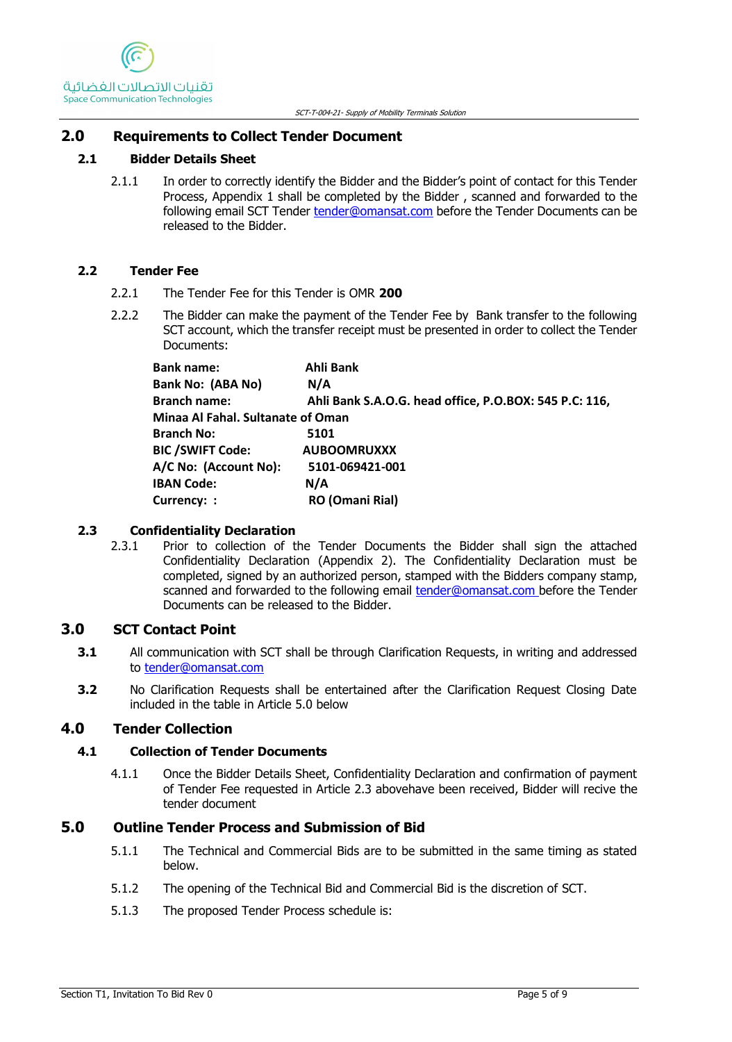## 2.0 Requirements to Collect Tender Document

### 2.1 Bidder Details Sheet

2.1.1 In order to correctly identify the Bidder and the Bidder's point of contact for this Tender Process, Appendix 1 shall be completed by the Bidder , scanned and forwarded to the following email SCT Tender tender@omansat.com before the Tender Documents can be released to the Bidder.

### 2.2 Tender Fee

2.2.1 The Tender Fee for this Tender is OMR **200**

2.2.2 The Bidder can make the payment of the Tender Fee by Bank transfer to the following SCT account, which the transfer receipt must be presented in order to collect the Tender Documents:

**Bank name:** **Ahli Bank**
**Bank No: (ABA No)** **N/A**
**Branch name:** **Ahli Bank S.A.O.G. head office, P.O.BOX: 545 P.C: 116, Minaa Al Fahal. Sultanate of Oman**
**Branch No:** **5101**
**BIC /SWIFT Code:** **AUBOOMRUXXX**
**A/C No: (Account No):** **5101-069421-001**
**IBAN Code:** **N/A**
**Currency: :** **RO (Omani Rial)**

### 2.3 Confidentiality Declaration

2.3.1 Prior to collection of the Tender Documents the Bidder shall sign the attached Confidentiality Declaration (Appendix 2). The Confidentiality Declaration must be completed, signed by an authorized person, stamped with the Bidders company stamp, scanned and forwarded to the following email tender@omansat.com before the Tender Documents can be released to the Bidder.

## 3.0 SCT Contact Point

**3.1** All communication with SCT shall be through Clarification Requests, in writing and addressed to tender@omansat.com

**3.2** No Clarification Requests shall be entertained after the Clarification Request Closing Date included in the table in Article 5.0 below

## 4.0 Tender Collection

### 4.1 Collection of Tender Documents

4.1.1 Once the Bidder Details Sheet, Confidentiality Declaration and confirmation of payment of Tender Fee requested in Article 2.3 abovehave been received, Bidder will recive the tender document

## 5.0 Outline Tender Process and Submission of Bid

5.1.1 The Technical and Commercial Bids are to be submitted in the same timing as stated below.

5.1.2 The opening of the Technical Bid and Commercial Bid is the discretion of SCT.

5.1.3 The proposed Tender Process schedule is: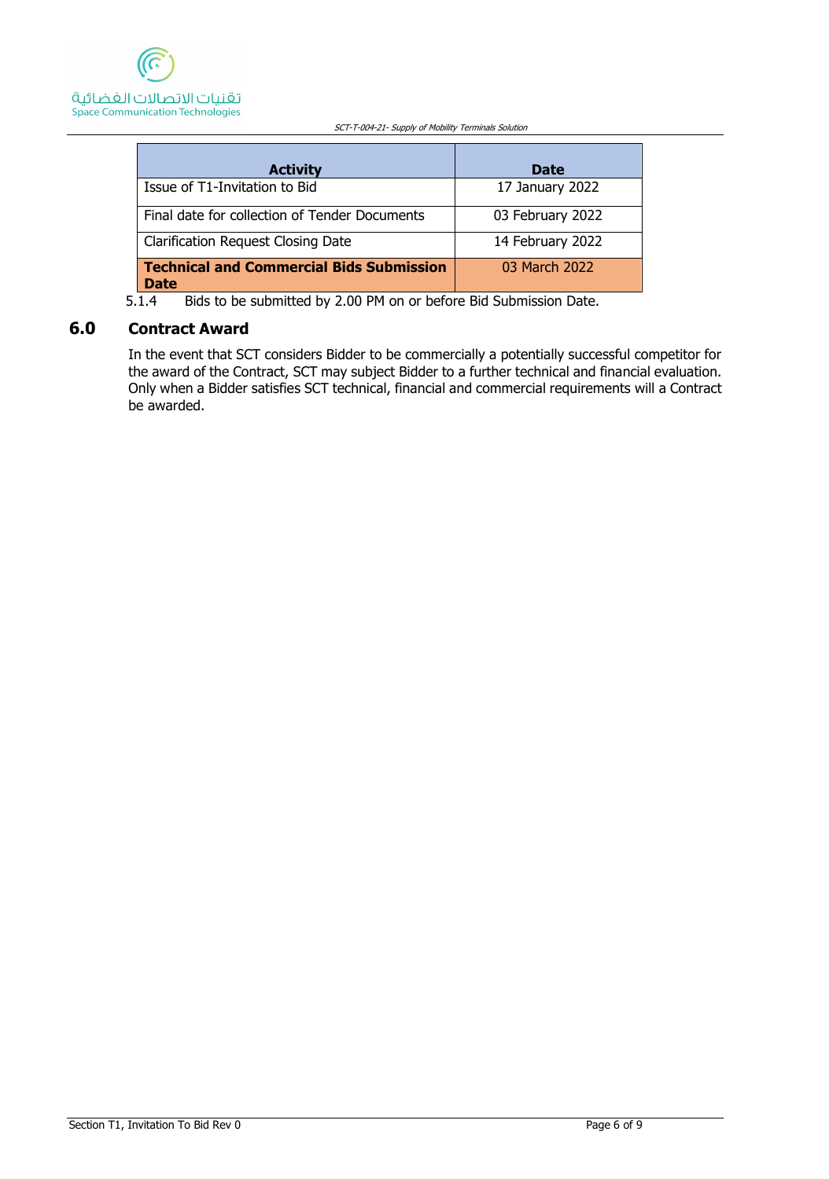| Activity | Date |
|---|---|
| Issue of T1-Invitation to Bid | 17 January 2022 |
| Final date for collection of Tender Documents | 03 February 2022 |
| Clarification Request Closing Date | 14 February 2022 |
| **Technical and Commercial Bids Submission Date** | 03 March 2022 |

5.1.4 Bids to be submitted by 2.00 PM on or before Bid Submission Date.

## 6.0 Contract Award

In the event that SCT considers Bidder to be commercially a potentially successful competitor for the award of the Contract, SCT may subject Bidder to a further technical and financial evaluation. Only when a Bidder satisfies SCT technical, financial and commercial requirements will a Contract be awarded.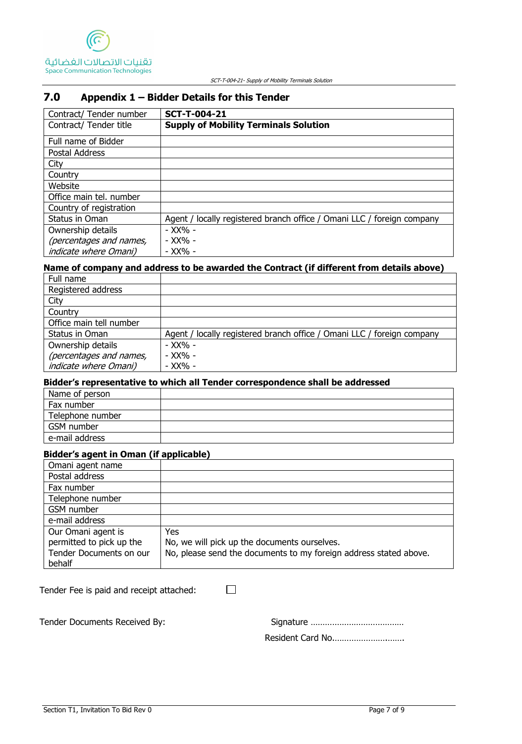## 7.0 Appendix 1 – Bidder Details for this Tender

| | |
|---|---|
| Contract/ Tender number | **SCT-T-004-21** |
| Contract/ Tender title | **Supply of Mobility Terminals Solution** |
| Full name of Bidder | |
| Postal Address | |
| City | |
| Country | |
| Website | |
| Office main tel. number | |
| Country of registration | |
| Status in Oman | Agent / locally registered branch office / Omani LLC / foreign company |
| Ownership details *(percentages and names, indicate where Omani)* | - XX% -<br>- XX% -<br>- XX% - |

**Name of company and address to be awarded the Contract (if different from details above)**

| | |
|---|---|
| Full name | |
| Registered address | |
| City | |
| Country | |
| Office main tell number | |
| Status in Oman | Agent / locally registered branch office / Omani LLC / foreign company |
| Ownership details *(percentages and names, indicate where Omani)* | - XX% -<br>- XX% -<br>- XX% - |

**Bidder's representative to which all Tender correspondence shall be addressed**

| | |
|---|---|
| Name of person | |
| Fax number | |
| Telephone number | |
| GSM number | |
| e-mail address | |

**Bidder's agent in Oman (if applicable)**

| | |
|---|---|
| Omani agent name | |
| Postal address | |
| Fax number | |
| Telephone number | |
| GSM number | |
| e-mail address | |
| Our Omani agent is permitted to pick up the Tender Documents on our behalf | Yes<br>No, we will pick up the documents ourselves.<br>No, please send the documents to my foreign address stated above. |

Tender Fee is paid and receipt attached: ☐

Tender Documents Received By: Signature ………………………………

Resident Card No……………………….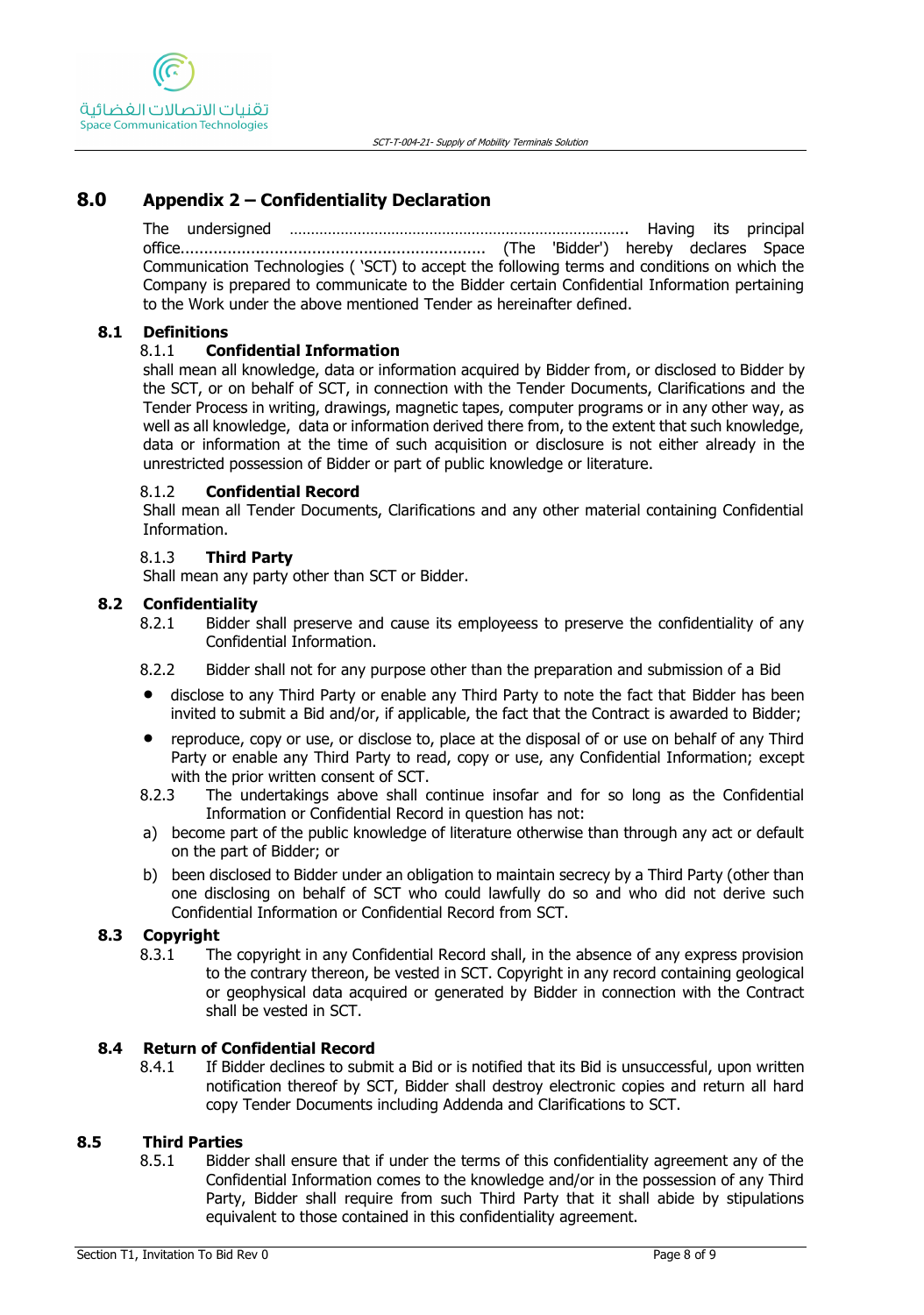## 8.0 Appendix 2 – Confidentiality Declaration

The undersigned …………………………………………………………………….. Having its principal office.................................................................. (The 'Bidder') hereby declares Space Communication Technologies ( 'SCT) to accept the following terms and conditions on which the Company is prepared to communicate to the Bidder certain Confidential Information pertaining to the Work under the above mentioned Tender as hereinafter defined.

### 8.1 Definitions

8.1.1 **Confidential Information**

shall mean all knowledge, data or information acquired by Bidder from, or disclosed to Bidder by the SCT, or on behalf of SCT, in connection with the Tender Documents, Clarifications and the Tender Process in writing, drawings, magnetic tapes, computer programs or in any other way, as well as all knowledge, data or information derived there from, to the extent that such knowledge, data or information at the time of such acquisition or disclosure is not either already in the unrestricted possession of Bidder or part of public knowledge or literature.

8.1.2 **Confidential Record**

Shall mean all Tender Documents, Clarifications and any other material containing Confidential Information.

8.1.3 **Third Party**

Shall mean any party other than SCT or Bidder.

### 8.2 Confidentiality

8.2.1 Bidder shall preserve and cause its employeess to preserve the confidentiality of any Confidential Information.

8.2.2 Bidder shall not for any purpose other than the preparation and submission of a Bid

- disclose to any Third Party or enable any Third Party to note the fact that Bidder has been invited to submit a Bid and/or, if applicable, the fact that the Contract is awarded to Bidder;
- reproduce, copy or use, or disclose to, place at the disposal of or use on behalf of any Third Party or enable any Third Party to read, copy or use, any Confidential Information; except with the prior written consent of SCT.

8.2.3 The undertakings above shall continue insofar and for so long as the Confidential Information or Confidential Record in question has not:

a) become part of the public knowledge of literature otherwise than through any act or default on the part of Bidder; or

b) been disclosed to Bidder under an obligation to maintain secrecy by a Third Party (other than one disclosing on behalf of SCT who could lawfully do so and who did not derive such Confidential Information or Confidential Record from SCT.

### 8.3 Copyright

8.3.1 The copyright in any Confidential Record shall, in the absence of any express provision to the contrary thereon, be vested in SCT. Copyright in any record containing geological or geophysical data acquired or generated by Bidder in connection with the Contract shall be vested in SCT.

### 8.4 Return of Confidential Record

8.4.1 If Bidder declines to submit a Bid or is notified that its Bid is unsuccessful, upon written notification thereof by SCT, Bidder shall destroy electronic copies and return all hard copy Tender Documents including Addenda and Clarifications to SCT.

### 8.5 Third Parties

8.5.1 Bidder shall ensure that if under the terms of this confidentiality agreement any of the Confidential Information comes to the knowledge and/or in the possession of any Third Party, Bidder shall require from such Third Party that it shall abide by stipulations equivalent to those contained in this confidentiality agreement.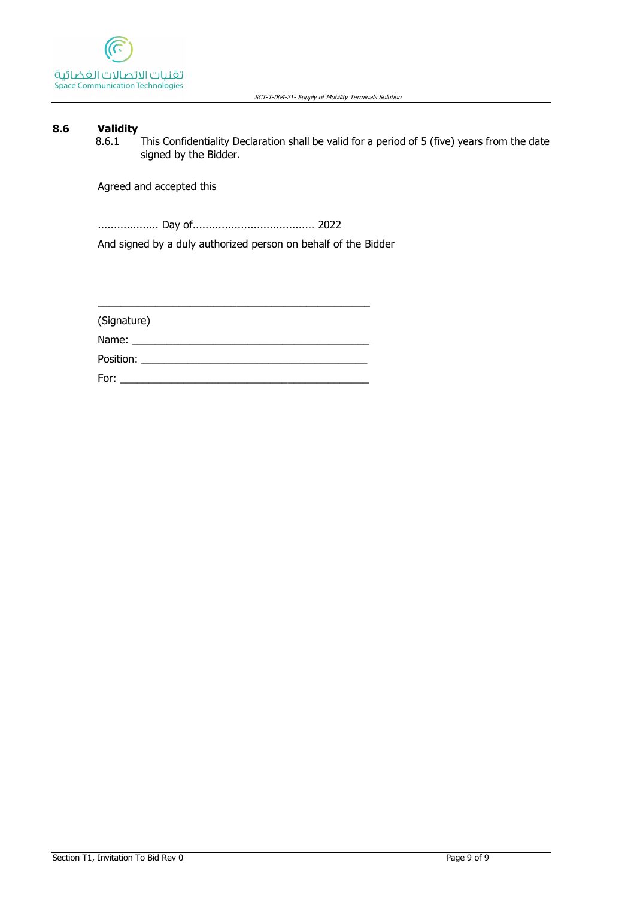### 8.6 Validity

8.6.1 This Confidentiality Declaration shall be valid for a period of 5 (five) years from the date signed by the Bidder.

Agreed and accepted this

................... Day of...................................... 2022

And signed by a duly authorized person on behalf of the Bidder

_______________________________________________

(Signature)

Name: __________________________________________

Position: ________________________________________

For: ____________________________________________